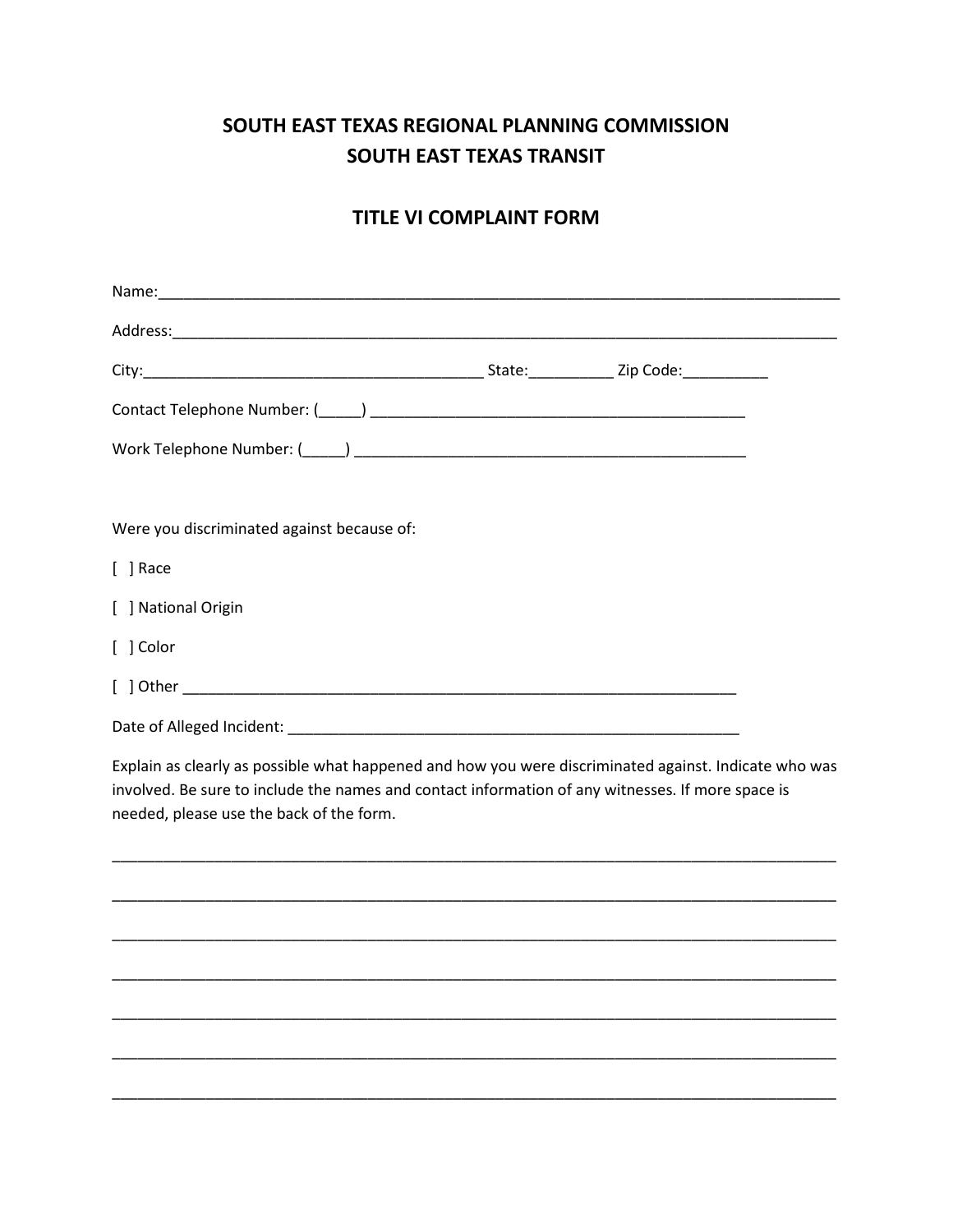# SOUTH EAST TEXAS REGIONAL PLANNING COMMISSION
# SOUTH EAST TEXAS TRANSIT

## TITLE VI COMPLAINT FORM

Name:_______________________________________________________________________________

Address:_____________________________________________________________________________

City:_______________________________________ State:__________ Zip Code:__________

Contact Telephone Number: (_____) ___________________________________________

Work Telephone Number: (_____) _____________________________________________

Were you discriminated against because of:

[ ] Race

[ ] National Origin

[ ] Color

[ ] Other ___________________________________________________________________

Date of Alleged Incident: ____________________________________________________

Explain as clearly as possible what happened and how you were discriminated against. Indicate who was involved. Be sure to include the names and contact information of any witnesses. If more space is needed, please use the back of the form.

_____________________________________________________________________________________

_____________________________________________________________________________________

_____________________________________________________________________________________

_____________________________________________________________________________________

_____________________________________________________________________________________

_____________________________________________________________________________________

_____________________________________________________________________________________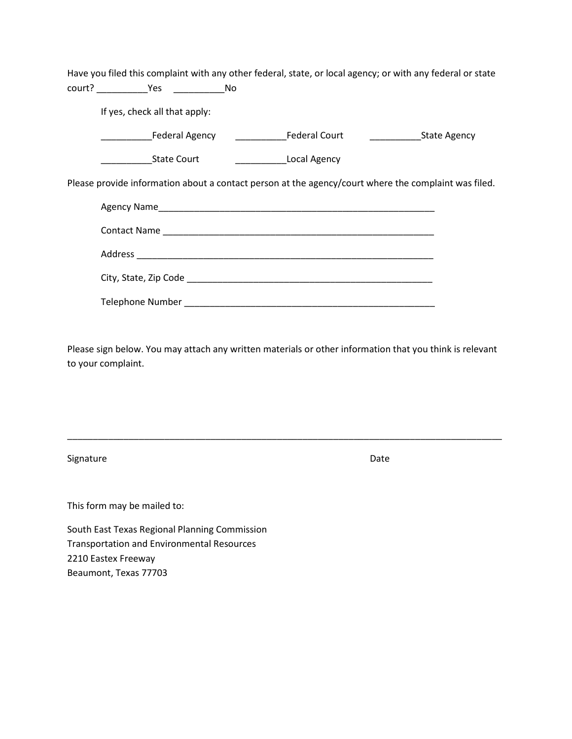Have you filed this complaint with any other federal, state, or local agency; or with any federal or state court? __________Yes __________No

If yes, check all that apply:

__________Federal Agency __________Federal Court __________State Agency

__________State Court __________Local Agency

Please provide information about a contact person at the agency/court where the complaint was filed.

Agency Name________________________________________________________

Contact Name ________________________________________________________

Address ____________________________________________________________

City, State, Zip Code _________________________________________________

Telephone Number ___________________________________________________

Please sign below. You may attach any written materials or other information that you think is relevant to your complaint.

_____________________________________________________________________________________

Signature Date

This form may be mailed to:

South East Texas Regional Planning Commission
Transportation and Environmental Resources
2210 Eastex Freeway
Beaumont, Texas 77703